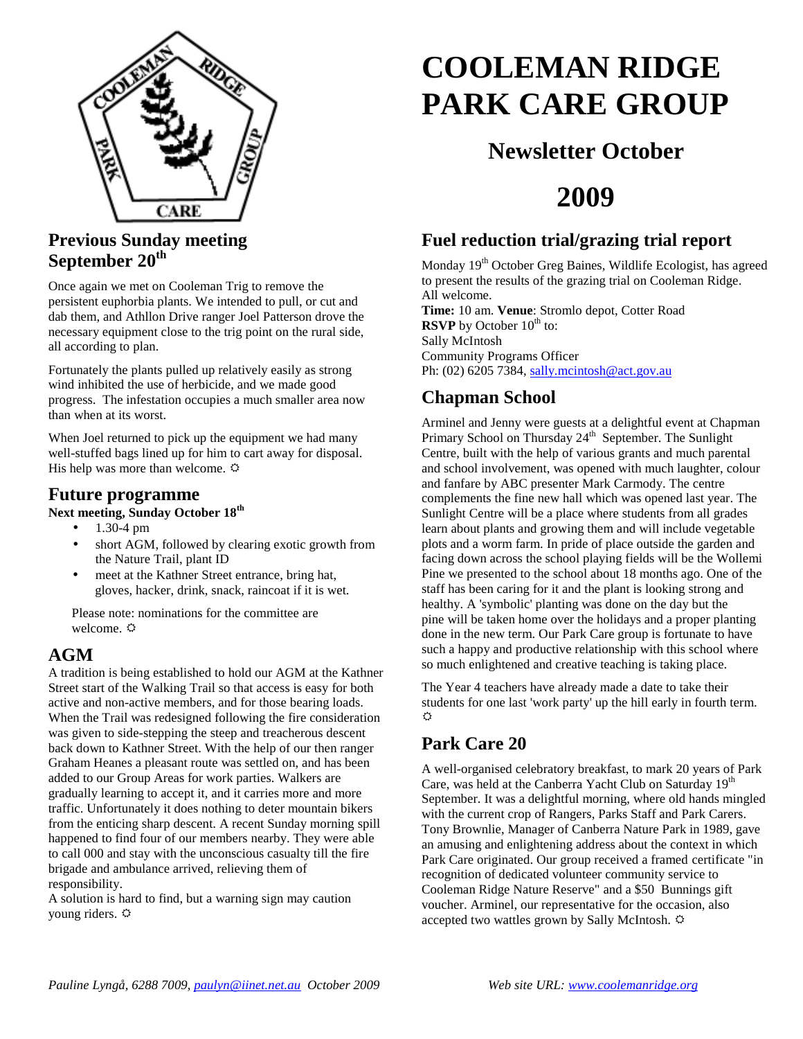# COOLEMAN RIDGE PARK CARE GROUP

## Newsletter October

## 2009

## Previous Sunday meeting September 20th

Once again we met on Cooleman Trig to remove the persistent euphorbia plants. We intended to pull, or cut and dab them, and Athllon Drive ranger Joel Patterson drove the necessary equipment close to the trig point on the rural side, all according to plan.

Fortunately the plants pulled up relatively easily as strong wind inhibited the use of herbicide, and we made good progress. The infestation occupies a much smaller area now than when at its worst.

When Joel returned to pick up the equipment we had many well-stuffed bags lined up for him to cart away for disposal. His help was more than welcome. ☼

## Future programme

**Next meeting, Sunday October 18th**

- 1.30-4 pm
- short AGM, followed by clearing exotic growth from the Nature Trail, plant ID
- meet at the Kathner Street entrance, bring hat, gloves, hacker, drink, snack, raincoat if it is wet.

Please note: nominations for the committee are welcome. ☼

## AGM

A tradition is being established to hold our AGM at the Kathner Street start of the Walking Trail so that access is easy for both active and non-active members, and for those bearing loads. When the Trail was redesigned following the fire consideration was given to side-stepping the steep and treacherous descent back down to Kathner Street. With the help of our then ranger Graham Heanes a pleasant route was settled on, and has been added to our Group Areas for work parties. Walkers are gradually learning to accept it, and it carries more and more traffic. Unfortunately it does nothing to deter mountain bikers from the enticing sharp descent. A recent Sunday morning spill happened to find four of our members nearby. They were able to call 000 and stay with the unconscious casualty till the fire brigade and ambulance arrived, relieving them of responsibility.

A solution is hard to find, but a warning sign may caution young riders. ☼

## Fuel reduction trial/grazing trial report

Monday 19th October Greg Baines, Wildlife Ecologist, has agreed to present the results of the grazing trial on Cooleman Ridge. All welcome.

**Time:** 10 am. **Venue**: Stromlo depot, Cotter Road
**RSVP** by October 10th to:
Sally McIntosh
Community Programs Officer
Ph: (02) 6205 7384, sally.mcintosh@act.gov.au

## Chapman School

Arminel and Jenny were guests at a delightful event at Chapman Primary School on Thursday 24th September. The Sunlight Centre, built with the help of various grants and much parental and school involvement, was opened with much laughter, colour and fanfare by ABC presenter Mark Carmody. The centre complements the fine new hall which was opened last year. The Sunlight Centre will be a place where students from all grades learn about plants and growing them and will include vegetable plots and a worm farm. In pride of place outside the garden and facing down across the school playing fields will be the Wollemi Pine we presented to the school about 18 months ago. One of the staff has been caring for it and the plant is looking strong and healthy. A 'symbolic' planting was done on the day but the pine will be taken home over the holidays and a proper planting done in the new term. Our Park Care group is fortunate to have such a happy and productive relationship with this school where so much enlightened and creative teaching is taking place.

The Year 4 teachers have already made a date to take their students for one last 'work party' up the hill early in fourth term. ☼

## Park Care 20

A well-organised celebratory breakfast, to mark 20 years of Park Care, was held at the Canberra Yacht Club on Saturday 19th September. It was a delightful morning, where old hands mingled with the current crop of Rangers, Parks Staff and Park Carers. Tony Brownlie, Manager of Canberra Nature Park in 1989, gave an amusing and enlightening address about the context in which Park Care originated. Our group received a framed certificate "in recognition of dedicated volunteer community service to Cooleman Ridge Nature Reserve" and a $50 Bunnings gift voucher. Arminel, our representative for the occasion, also accepted two wattles grown by Sally McIntosh. ☼

*Pauline Lyngå, 6288 7009, paulyn@iinet.net.au October 2009* *Web site URL: www.coolemanridge.org*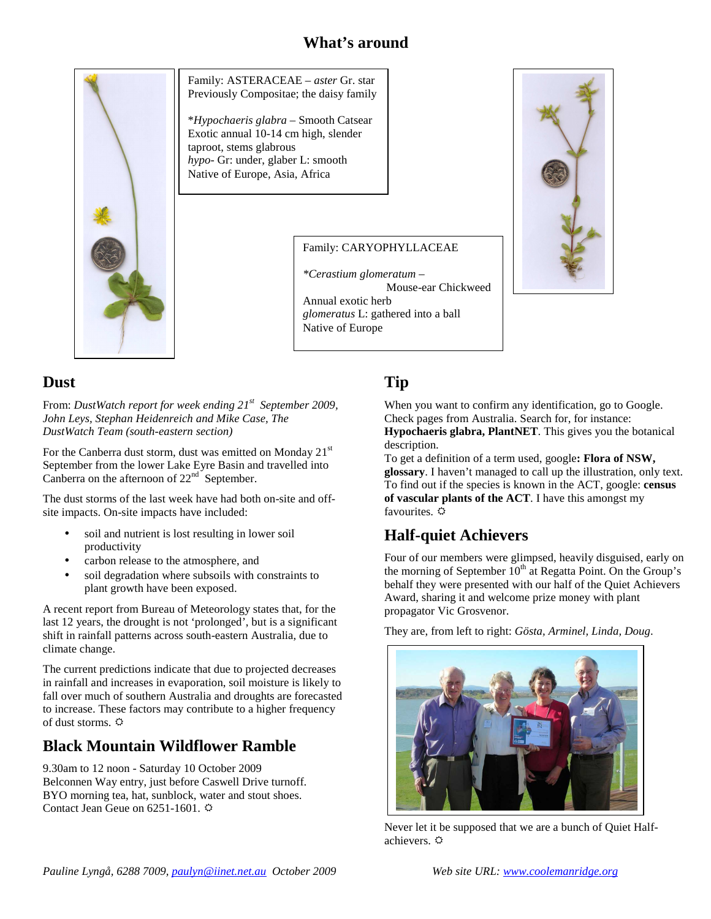# What's around

Family: ASTERACEAE – *aster* Gr. star
Previously Compositae; the daisy family

*\*Hypochaeris glabra* – Smooth Catsear
Exotic annual 10-14 cm high, slender taproot, stems glabrous
*hypo-* Gr: under, glaber L: smooth
Native of Europe, Asia, Africa

Family: CARYOPHYLLACEAE

*\*Cerastium glomeratum* – Mouse-ear Chickweed
Annual exotic herb
*glomeratus* L: gathered into a ball
Native of Europe

## Dust

From: *DustWatch report for week ending 21st September 2009, John Leys, Stephan Heidenreich and Mike Case, The DustWatch Team (south-eastern section)*

For the Canberra dust storm, dust was emitted on Monday 21st September from the lower Lake Eyre Basin and travelled into Canberra on the afternoon of 22nd September.

The dust storms of the last week have had both on-site and off-site impacts. On-site impacts have included:

- soil and nutrient is lost resulting in lower soil productivity
- carbon release to the atmosphere, and
- soil degradation where subsoils with constraints to plant growth have been exposed.

A recent report from Bureau of Meteorology states that, for the last 12 years, the drought is not 'prolonged', but is a significant shift in rainfall patterns across south-eastern Australia, due to climate change.

The current predictions indicate that due to projected decreases in rainfall and increases in evaporation, soil moisture is likely to fall over much of southern Australia and droughts are forecasted to increase. These factors may contribute to a higher frequency of dust storms. ☼

## Black Mountain Wildflower Ramble

9.30am to 12 noon - Saturday 10 October 2009
Belconnen Way entry, just before Caswell Drive turnoff.
BYO morning tea, hat, sunblock, water and stout shoes.
Contact Jean Geue on 6251-1601. ☼

## Tip

When you want to confirm any identification, go to Google. Check pages from Australia. Search for, for instance: **Hypochaeris glabra, PlantNET**. This gives you the botanical description.
To get a definition of a term used, google**: Flora of NSW, glossary**. I haven't managed to call up the illustration, only text.
To find out if the species is known in the ACT, google: **census of vascular plants of the ACT**. I have this amongst my favourites. ☼

## Half-quiet Achievers

Four of our members were glimpsed, heavily disguised, early on the morning of September 10th at Regatta Point. On the Group's behalf they were presented with our half of the Quiet Achievers Award, sharing it and welcome prize money with plant propagator Vic Grosvenor.

They are, from left to right: *Gösta, Arminel, Linda, Doug*.

Never let it be supposed that we are a bunch of Quiet Half-achievers. ☼

*Pauline Lyngå, 6288 7009, paulyn@iinet.net.au October 2009* *Web site URL: www.coolemanridge.org*